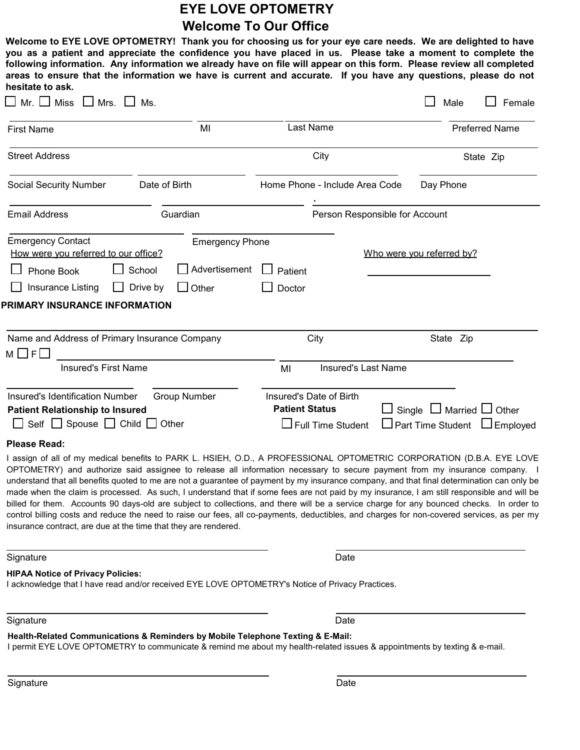# EYE LOVE OPTOMETRY

## Welcome To Our Office

**Welcome to EYE LOVE OPTOMETRY! Thank you for choosing us for your eye care needs. We are delighted to have you as a patient and appreciate the confidence you have placed in us. Please take a moment to complete the following information. Any information we already have on file will appear on this form. Please review all completed areas to ensure that the information we have is current and accurate. If you have any questions, please do not hesitate to ask.**

☐ Mr. ☐ Miss ☐ Mrs. ☐ Ms. ☐ Male ☐ Female

First Name ______ MI ______ Last Name ______ Preferred Name ______

Street Address ______ City ______ State Zip ______

Social Security Number ______ Date of Birth ______ Home Phone - Include Area Code ______ Day Phone ______

Email Address ______ Guardian ______ Person Responsible for Account ______

Emergency Contact ______ Emergency Phone ______

How were you referred to our office?

☐ Phone Book ☐ School ☐ Advertisement ☐ Patient

☐ Insurance Listing ☐ Drive by ☐ Other ☐ Doctor

Who were you referred by? ______

**PRIMARY INSURANCE INFORMATION**

Name and Address of Primary Insurance Company ______ City ______ State Zip ______

M ☐ F ☐ Insured's First Name ______ MI ______ Insured's Last Name ______

Insured's Identification Number ______ Group Number ______ Insured's Date of Birth ______

**Patient Relationship to Insured**

☐ Self ☐ Spouse ☐ Child ☐ Other

**Patient Status** ☐ Single ☐ Married ☐ Other

☐ Full Time Student ☐ Part Time Student ☐ Employed

**Please Read:**

I assign of all of my medical benefits to PARK L. HSIEH, O.D., A PROFESSIONAL OPTOMETRIC CORPORATION (D.B.A. EYE LOVE OPTOMETRY) and authorize said assignee to release all information necessary to secure payment from my insurance company. I understand that all benefits quoted to me are not a guarantee of payment by my insurance company, and that final determination can only be made when the claim is processed. As such, I understand that if some fees are not paid by my insurance, I am still responsible and will be billed for them. Accounts 90 days-old are subject to collections, and there will be a service charge for any bounced checks. In order to control billing costs and reduce the need to raise our fees, all co-payments, deductibles, and charges for non-covered services, as per my insurance contract, are due at the time that they are rendered.

Signature ______ Date ______

**HIPAA Notice of Privacy Policies:**

I acknowledge that I have read and/or received EYE LOVE OPTOMETRY's Notice of Privacy Practices.

Signature ______ Date ______

**Health-Related Communications & Reminders by Mobile Telephone Texting & E-Mail:**

I permit EYE LOVE OPTOMETRY to communicate & remind me about my health-related issues & appointments by texting & e-mail.

Signature ______ Date ______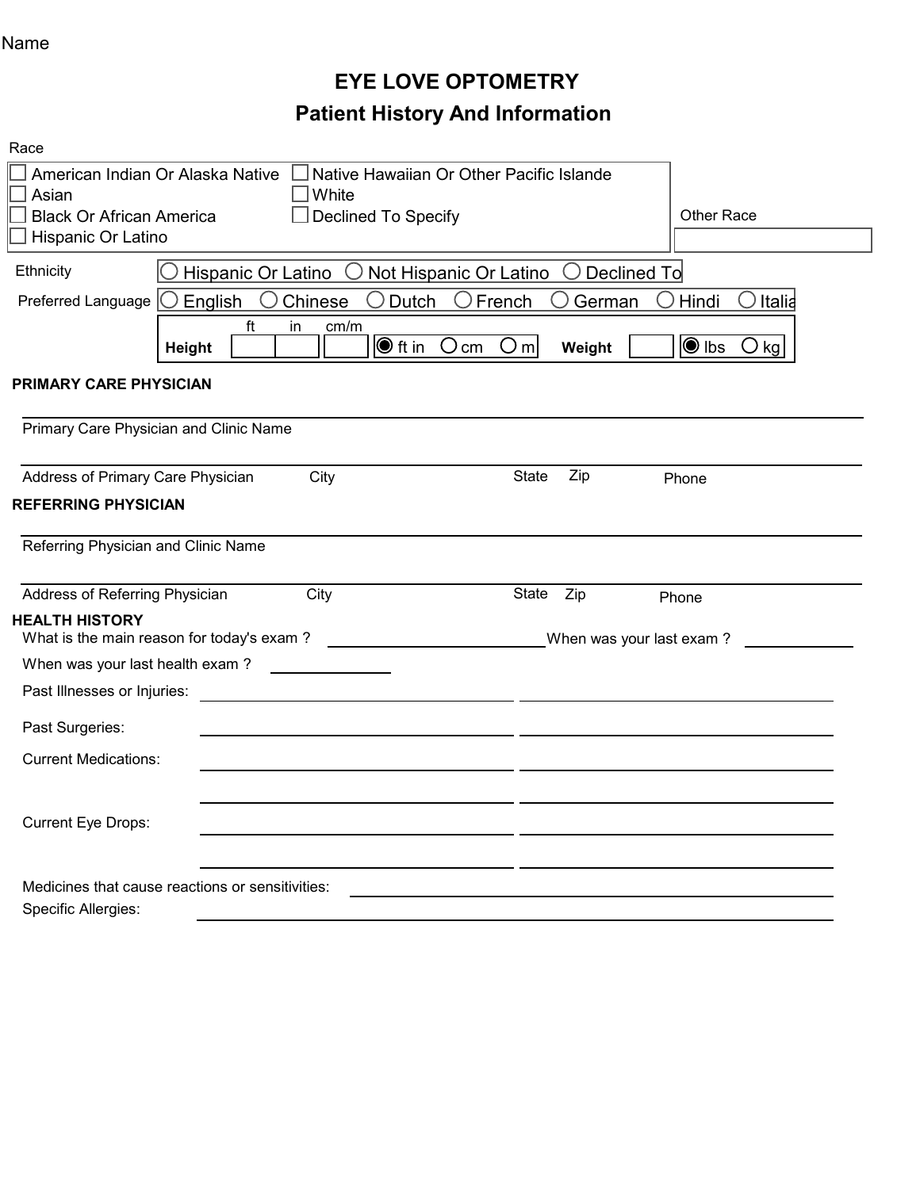Name

# EYE LOVE OPTOMETRY

## Patient History And Information

Race

- ☐ American Indian Or Alaska Native
- ☐ Asian
- ☐ Black Or African America
- ☐ Hispanic Or Latino
- ☐ Native Hawaiian Or Other Pacific Islande
- ☐ White
- ☐ Declined To Specify

Other Race

Ethnicity: ○ Hispanic Or Latino ○ Not Hispanic Or Latino ○ Declined To

Preferred Language: ○ English ○ Chinese ○ Dutch ○ French ○ German ○ Hindi ○ Italia

**Height** ft in cm/m ◉ ft in ○ cm ○ m **Weight** ◉ lbs ○ kg

**PRIMARY CARE PHYSICIAN**

Primary Care Physician and Clinic Name

Address of Primary Care Physician City State Zip Phone

**REFERRING PHYSICIAN**

Referring Physician and Clinic Name

Address of Referring Physician City State Zip Phone

**HEALTH HISTORY**

What is the main reason for today's exam ? ______________ When was your last exam ? ______________

When was your last health exam ? ______________

Past Illnesses or Injuries:

Past Surgeries:

Current Medications:

Current Eye Drops:

Medicines that cause reactions or sensitivities:

Specific Allergies: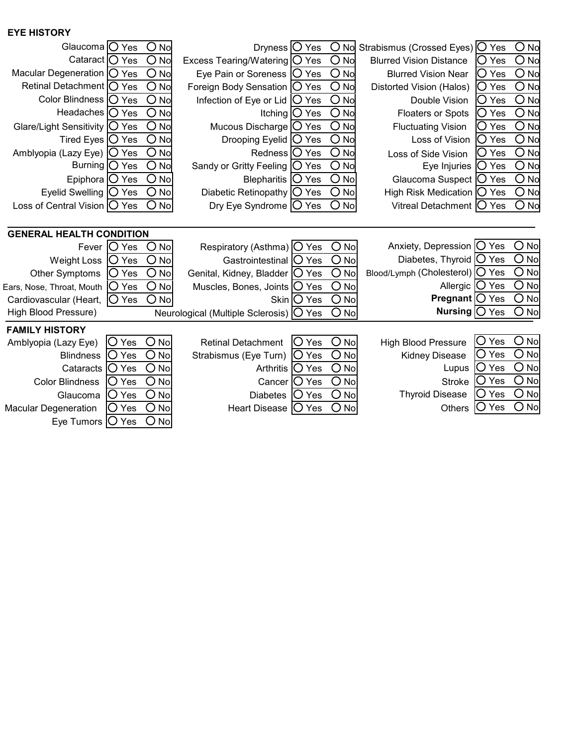**EYE HISTORY**

| Condition | Yes | No | Condition | Yes | No | Condition | Yes | No |
|---|---|---|---|---|---|---|---|---|
| Glaucoma | ○ Yes | ○ No | Dryness | ○ Yes | ○ No | Strabismus (Crossed Eyes) | ○ Yes | ○ No |
| Cataract | ○ Yes | ○ No | Excess Tearing/Watering | ○ Yes | ○ No | Blurred Vision Distance | ○ Yes | ○ No |
| Macular Degeneration | ○ Yes | ○ No | Eye Pain or Soreness | ○ Yes | ○ No | Blurred Vision Near | ○ Yes | ○ No |
| Retinal Detachment | ○ Yes | ○ No | Foreign Body Sensation | ○ Yes | ○ No | Distorted Vision (Halos) | ○ Yes | ○ No |
| Color Blindness | ○ Yes | ○ No | Infection of Eye or Lid | ○ Yes | ○ No | Double Vision | ○ Yes | ○ No |
| Headaches | ○ Yes | ○ No | Itching | ○ Yes | ○ No | Floaters or Spots | ○ Yes | ○ No |
| Glare/Light Sensitivity | ○ Yes | ○ No | Mucous Discharge | ○ Yes | ○ No | Fluctuating Vision | ○ Yes | ○ No |
| Tired Eyes | ○ Yes | ○ No | Drooping Eyelid | ○ Yes | ○ No | Loss of Vision | ○ Yes | ○ No |
| Amblyopia (Lazy Eye) | ○ Yes | ○ No | Redness | ○ Yes | ○ No | Loss of Side Vision | ○ Yes | ○ No |
| Burning | ○ Yes | ○ No | Sandy or Gritty Feeling | ○ Yes | ○ No | Eye Injuries | ○ Yes | ○ No |
| Epiphora | ○ Yes | ○ No | Blepharitis | ○ Yes | ○ No | Glaucoma Suspect | ○ Yes | ○ No |
| Eyelid Swelling | ○ Yes | ○ No | Diabetic Retinopathy | ○ Yes | ○ No | High Risk Medication | ○ Yes | ○ No |
| Loss of Central Vision | ○ Yes | ○ No | Dry Eye Syndrome | ○ Yes | ○ No | Vitreal Detachment | ○ Yes | ○ No |

**GENERAL HEALTH CONDITION**

| Condition | Yes | No | Condition | Yes | No | Condition | Yes | No |
|---|---|---|---|---|---|---|---|---|
| Fever | ○ Yes | ○ No | Respiratory (Asthma) | ○ Yes | ○ No | Anxiety, Depression | ○ Yes | ○ No |
| Weight Loss | ○ Yes | ○ No | Gastrointestinal | ○ Yes | ○ No | Diabetes, Thyroid | ○ Yes | ○ No |
| Other Symptoms | ○ Yes | ○ No | Genital, Kidney, Bladder | ○ Yes | ○ No | Blood/Lymph (Cholesterol) | ○ Yes | ○ No |
| Ears, Nose, Throat, Mouth | ○ Yes | ○ No | Muscles, Bones, Joints | ○ Yes | ○ No | Allergic | ○ Yes | ○ No |
| Cardiovascular (Heart, High Blood Pressure) | ○ Yes | ○ No | Skin | ○ Yes | ○ No | **Pregnant** | ○ Yes | ○ No |
| | | | Neurological (Multiple Sclerosis) | ○ Yes | ○ No | **Nursing** | ○ Yes | ○ No |

**FAMILY HISTORY**

| Condition | Yes | No | Condition | Yes | No | Condition | Yes | No |
|---|---|---|---|---|---|---|---|---|
| Amblyopia (Lazy Eye) | ○ Yes | ○ No | Retinal Detachment | ○ Yes | ○ No | High Blood Pressure | ○ Yes | ○ No |
| Blindness | ○ Yes | ○ No | Strabismus (Eye Turn) | ○ Yes | ○ No | Kidney Disease | ○ Yes | ○ No |
| Cataracts | ○ Yes | ○ No | Arthritis | ○ Yes | ○ No | Lupus | ○ Yes | ○ No |
| Color Blindness | ○ Yes | ○ No | Cancer | ○ Yes | ○ No | Stroke | ○ Yes | ○ No |
| Glaucoma | ○ Yes | ○ No | Diabetes | ○ Yes | ○ No | Thyroid Disease | ○ Yes | ○ No |
| Macular Degeneration | ○ Yes | ○ No | Heart Disease | ○ Yes | ○ No | Others | ○ Yes | ○ No |
| Eye Tumors | ○ Yes | ○ No | | | | | | |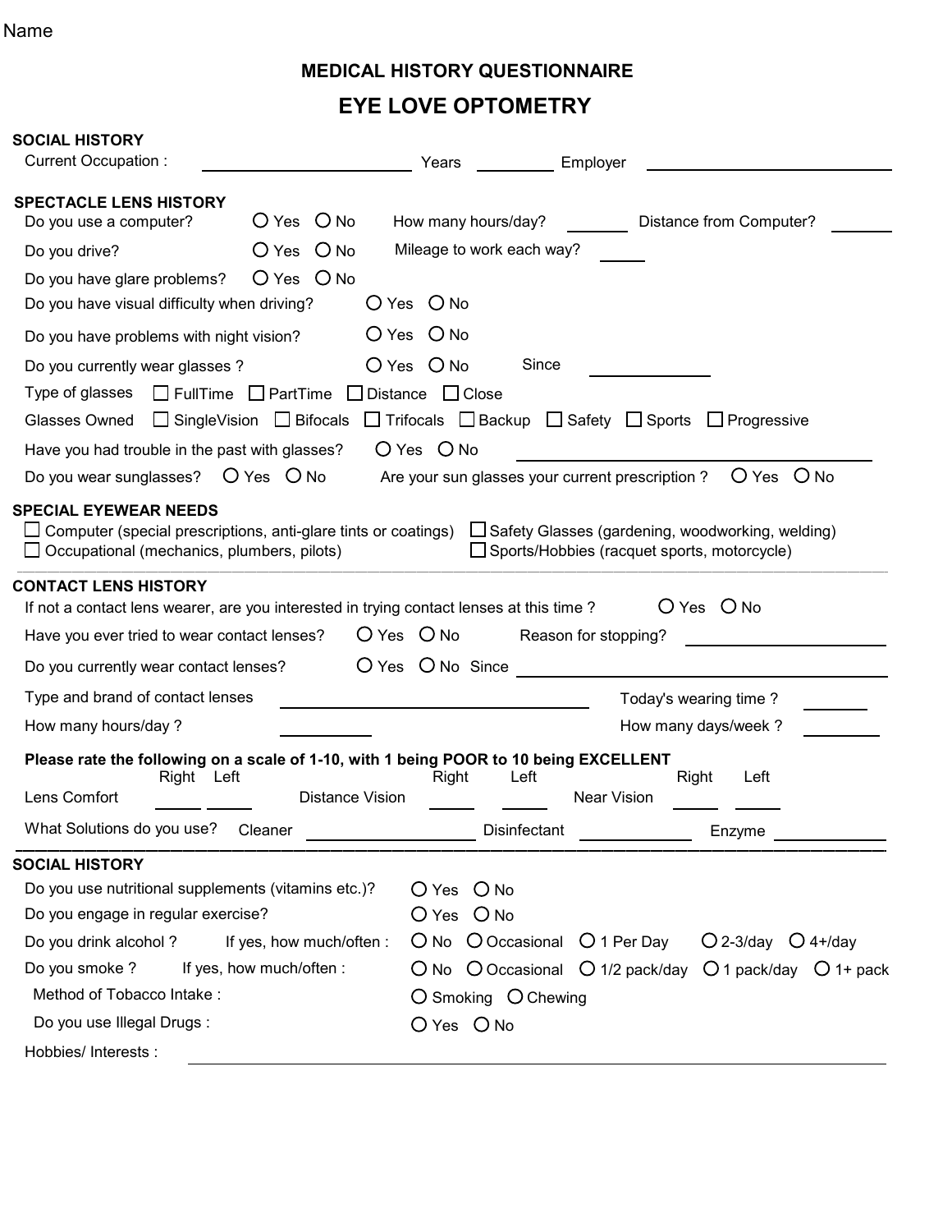Name

## MEDICAL HISTORY QUESTIONNAIRE

# EYE LOVE OPTOMETRY

### SOCIAL HISTORY

Current Occupation : ______________________ Years __________ Employer ______________________

### SPECTACLE LENS HISTORY

Do you use a computer? ○ Yes ○ No How many hours/day? ________ Distance from Computer? ________

Do you drive? ○ Yes ○ No Mileage to work each way? ______

Do you have glare problems? ○ Yes ○ No

Do you have visual difficulty when driving? ○ Yes ○ No

Do you have problems with night vision? ○ Yes ○ No

Do you currently wear glasses ? ○ Yes ○ No Since ____________

Type of glasses ☐ FullTime ☐ PartTime ☐ Distance ☐ Close

Glasses Owned ☐ SingleVision ☐ Bifocals ☐ Trifocals ☐ Backup ☐ Safety ☐ Sports ☐ Progressive

Have you had trouble in the past with glasses? ○ Yes ○ No ______________________

Do you wear sunglasses? ○ Yes ○ No Are your sun glasses your current prescription ? ○ Yes ○ No

### SPECIAL EYEWEAR NEEDS

☐ Computer (special prescriptions, anti-glare tints or coatings)
☐ Safety Glasses (gardening, woodworking, welding)
☐ Occupational (mechanics, plumbers, pilots)
☐ Sports/Hobbies (racquet sports, motorcycle)

### CONTACT LENS HISTORY

If not a contact lens wearer, are you interested in trying contact lenses at this time ? ○ Yes ○ No

Have you ever tried to wear contact lenses? ○ Yes ○ No Reason for stopping? ______________

Do you currently wear contact lenses? ○ Yes ○ No Since ______________________

Type and brand of contact lenses ______________________ Today's wearing time ? ________

How many hours/day ? __________ How many days/week ? ________

**Please rate the following on a scale of 1-10, with 1 being POOR to 10 being EXCELLENT**

| | Right | Left | | Right | Left | | Right | Left |
|---|---|---|---|---|---|---|---|---|
| Lens Comfort | ____ | ____ | Distance Vision | ____ | ____ | Near Vision | ____ | ____ |

What Solutions do you use? Cleaner ______________ Disinfectant ____________ Enzyme ____________

### SOCIAL HISTORY

Do you use nutritional supplements (vitamins etc.)? ○ Yes ○ No

Do you engage in regular exercise? ○ Yes ○ No

Do you drink alcohol ? If yes, how much/often : ○ No ○ Occasional ○ 1 Per Day ○ 2-3/day ○ 4+/day

Do you smoke ? If yes, how much/often : ○ No ○ Occasional ○ 1/2 pack/day ○ 1 pack/day ○ 1+ pack

Method of Tobacco Intake : ○ Smoking ○ Chewing

Do you use Illegal Drugs : ○ Yes ○ No

Hobbies/ Interests : ______________________________________________